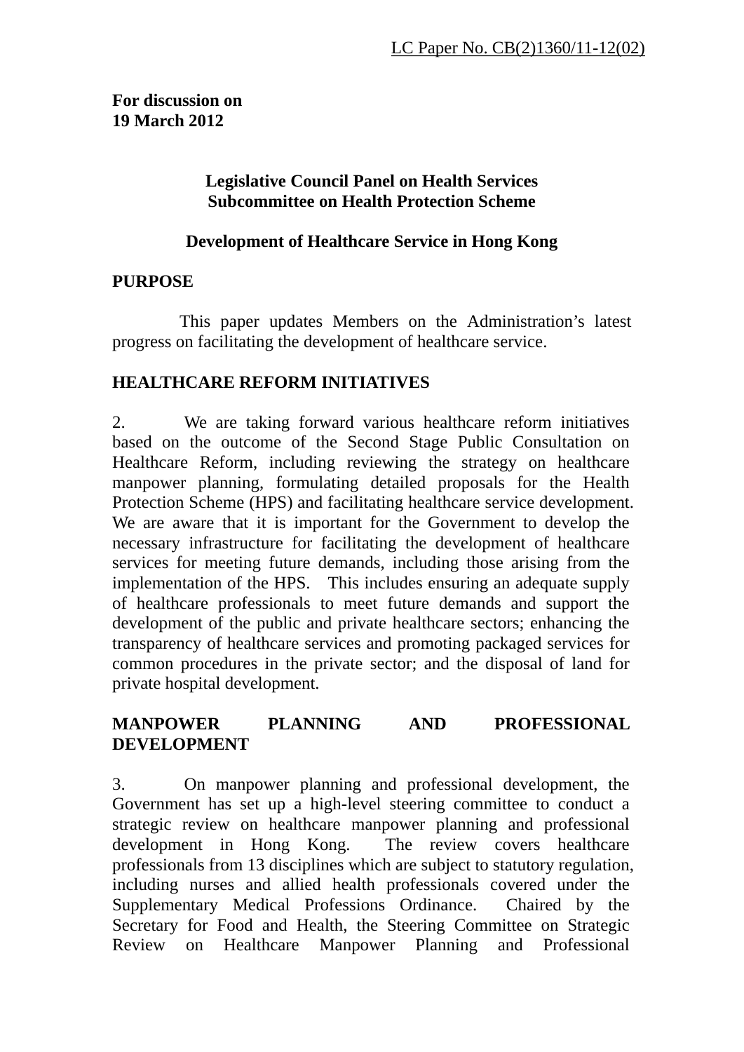LC Paper No. CB(2)1360/11-12(02)

**For discussion on**
**19 March 2012**

**Legislative Council Panel on Health Services**
**Subcommittee on Health Protection Scheme**

**Development of Healthcare Service in Hong Kong**

## PURPOSE

This paper updates Members on the Administration's latest progress on facilitating the development of healthcare service.

## HEALTHCARE REFORM INITIATIVES

2. We are taking forward various healthcare reform initiatives based on the outcome of the Second Stage Public Consultation on Healthcare Reform, including reviewing the strategy on healthcare manpower planning, formulating detailed proposals for the Health Protection Scheme (HPS) and facilitating healthcare service development. We are aware that it is important for the Government to develop the necessary infrastructure for facilitating the development of healthcare services for meeting future demands, including those arising from the implementation of the HPS. This includes ensuring an adequate supply of healthcare professionals to meet future demands and support the development of the public and private healthcare sectors; enhancing the transparency of healthcare services and promoting packaged services for common procedures in the private sector; and the disposal of land for private hospital development.

## MANPOWER PLANNING AND PROFESSIONAL DEVELOPMENT

3. On manpower planning and professional development, the Government has set up a high-level steering committee to conduct a strategic review on healthcare manpower planning and professional development in Hong Kong. The review covers healthcare professionals from 13 disciplines which are subject to statutory regulation, including nurses and allied health professionals covered under the Supplementary Medical Professions Ordinance. Chaired by the Secretary for Food and Health, the Steering Committee on Strategic Review on Healthcare Manpower Planning and Professional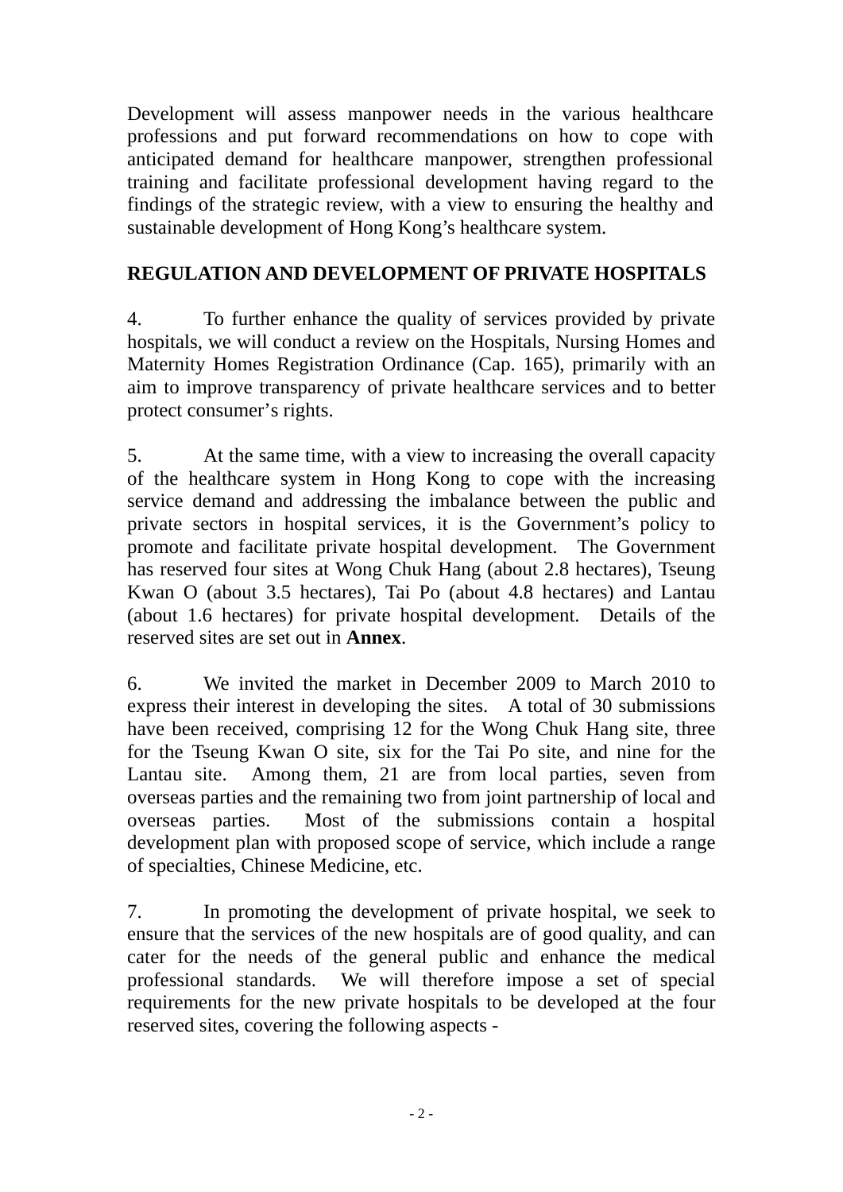Development will assess manpower needs in the various healthcare professions and put forward recommendations on how to cope with anticipated demand for healthcare manpower, strengthen professional training and facilitate professional development having regard to the findings of the strategic review, with a view to ensuring the healthy and sustainable development of Hong Kong's healthcare system.

**REGULATION AND DEVELOPMENT OF PRIVATE HOSPITALS**

4. To further enhance the quality of services provided by private hospitals, we will conduct a review on the Hospitals, Nursing Homes and Maternity Homes Registration Ordinance (Cap. 165), primarily with an aim to improve transparency of private healthcare services and to better protect consumer's rights.

5. At the same time, with a view to increasing the overall capacity of the healthcare system in Hong Kong to cope with the increasing service demand and addressing the imbalance between the public and private sectors in hospital services, it is the Government's policy to promote and facilitate private hospital development. The Government has reserved four sites at Wong Chuk Hang (about 2.8 hectares), Tseung Kwan O (about 3.5 hectares), Tai Po (about 4.8 hectares) and Lantau (about 1.6 hectares) for private hospital development. Details of the reserved sites are set out in **Annex**.

6. We invited the market in December 2009 to March 2010 to express their interest in developing the sites. A total of 30 submissions have been received, comprising 12 for the Wong Chuk Hang site, three for the Tseung Kwan O site, six for the Tai Po site, and nine for the Lantau site. Among them, 21 are from local parties, seven from overseas parties and the remaining two from joint partnership of local and overseas parties. Most of the submissions contain a hospital development plan with proposed scope of service, which include a range of specialties, Chinese Medicine, etc.

7. In promoting the development of private hospital, we seek to ensure that the services of the new hospitals are of good quality, and can cater for the needs of the general public and enhance the medical professional standards. We will therefore impose a set of special requirements for the new private hospitals to be developed at the four reserved sites, covering the following aspects -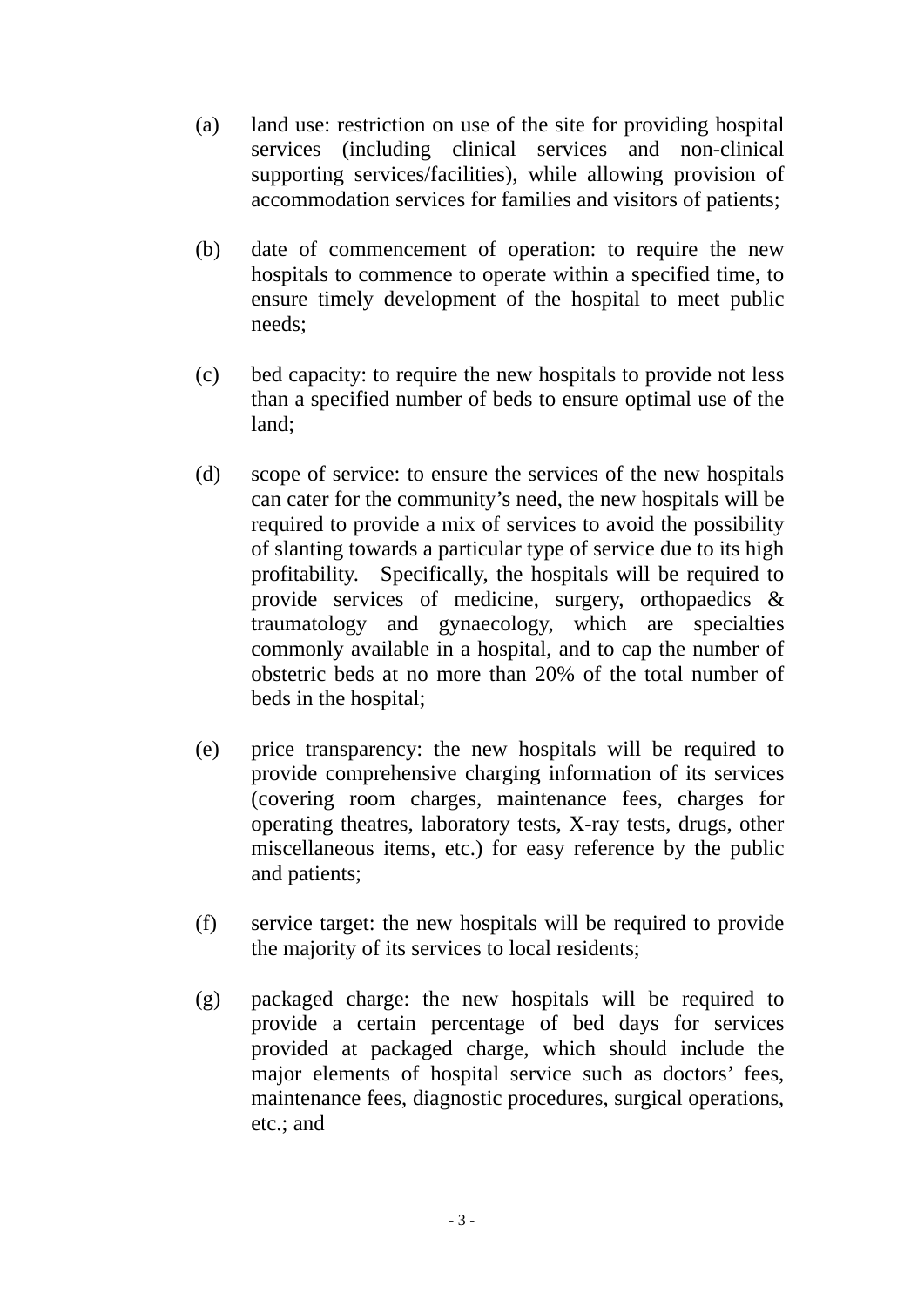(a) land use: restriction on use of the site for providing hospital services (including clinical services and non-clinical supporting services/facilities), while allowing provision of accommodation services for families and visitors of patients;

(b) date of commencement of operation: to require the new hospitals to commence to operate within a specified time, to ensure timely development of the hospital to meet public needs;

(c) bed capacity: to require the new hospitals to provide not less than a specified number of beds to ensure optimal use of the land;

(d) scope of service: to ensure the services of the new hospitals can cater for the community's need, the new hospitals will be required to provide a mix of services to avoid the possibility of slanting towards a particular type of service due to its high profitability. Specifically, the hospitals will be required to provide services of medicine, surgery, orthopaedics & traumatology and gynaecology, which are specialties commonly available in a hospital, and to cap the number of obstetric beds at no more than 20% of the total number of beds in the hospital;

(e) price transparency: the new hospitals will be required to provide comprehensive charging information of its services (covering room charges, maintenance fees, charges for operating theatres, laboratory tests, X-ray tests, drugs, other miscellaneous items, etc.) for easy reference by the public and patients;

(f) service target: the new hospitals will be required to provide the majority of its services to local residents;

(g) packaged charge: the new hospitals will be required to provide a certain percentage of bed days for services provided at packaged charge, which should include the major elements of hospital service such as doctors' fees, maintenance fees, diagnostic procedures, surgical operations, etc.; and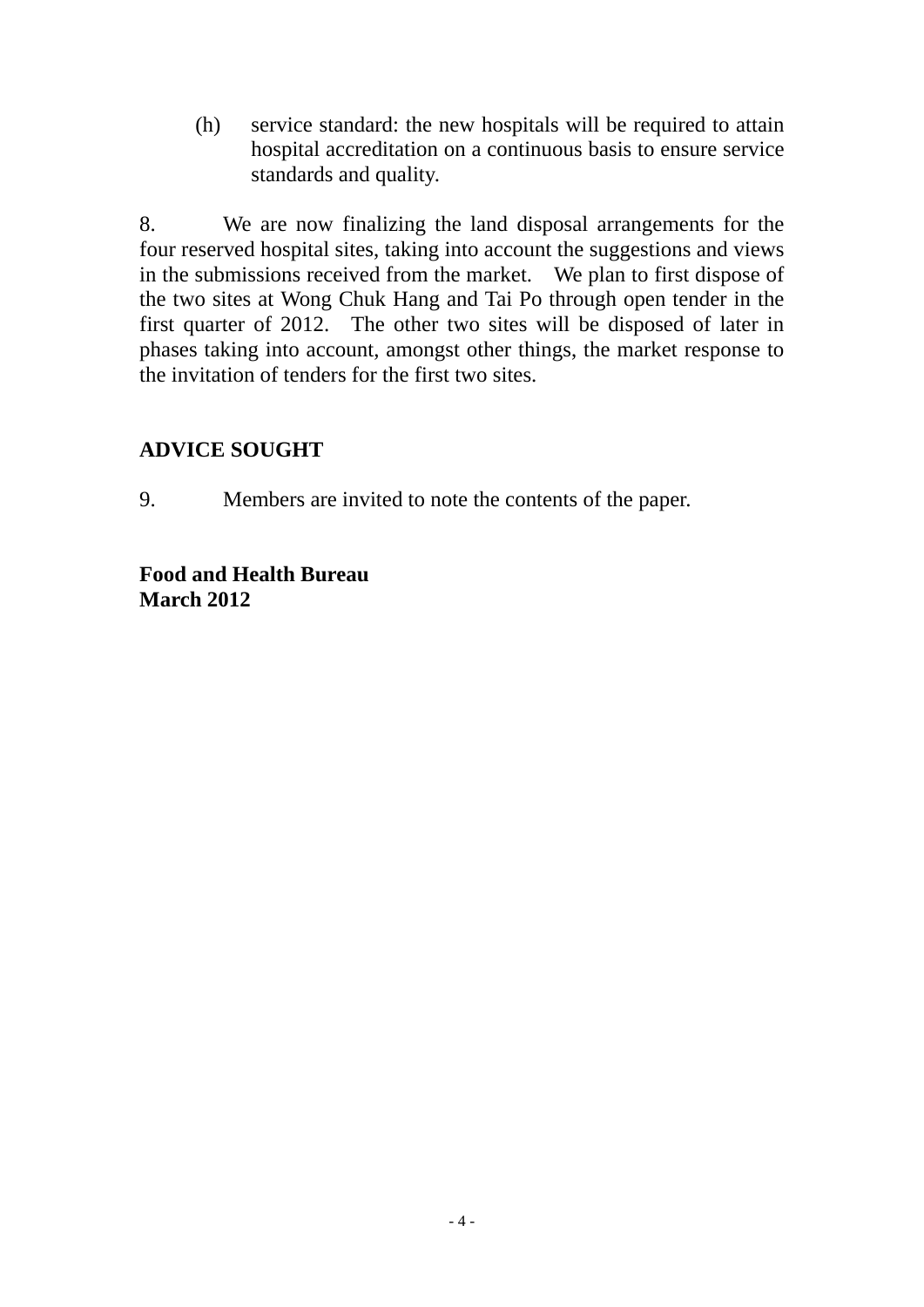(h) service standard: the new hospitals will be required to attain hospital accreditation on a continuous basis to ensure service standards and quality.

8. We are now finalizing the land disposal arrangements for the four reserved hospital sites, taking into account the suggestions and views in the submissions received from the market. We plan to first dispose of the two sites at Wong Chuk Hang and Tai Po through open tender in the first quarter of 2012. The other two sites will be disposed of later in phases taking into account, amongst other things, the market response to the invitation of tenders for the first two sites.

## ADVICE SOUGHT

9. Members are invited to note the contents of the paper.

**Food and Health Bureau**
**March 2012**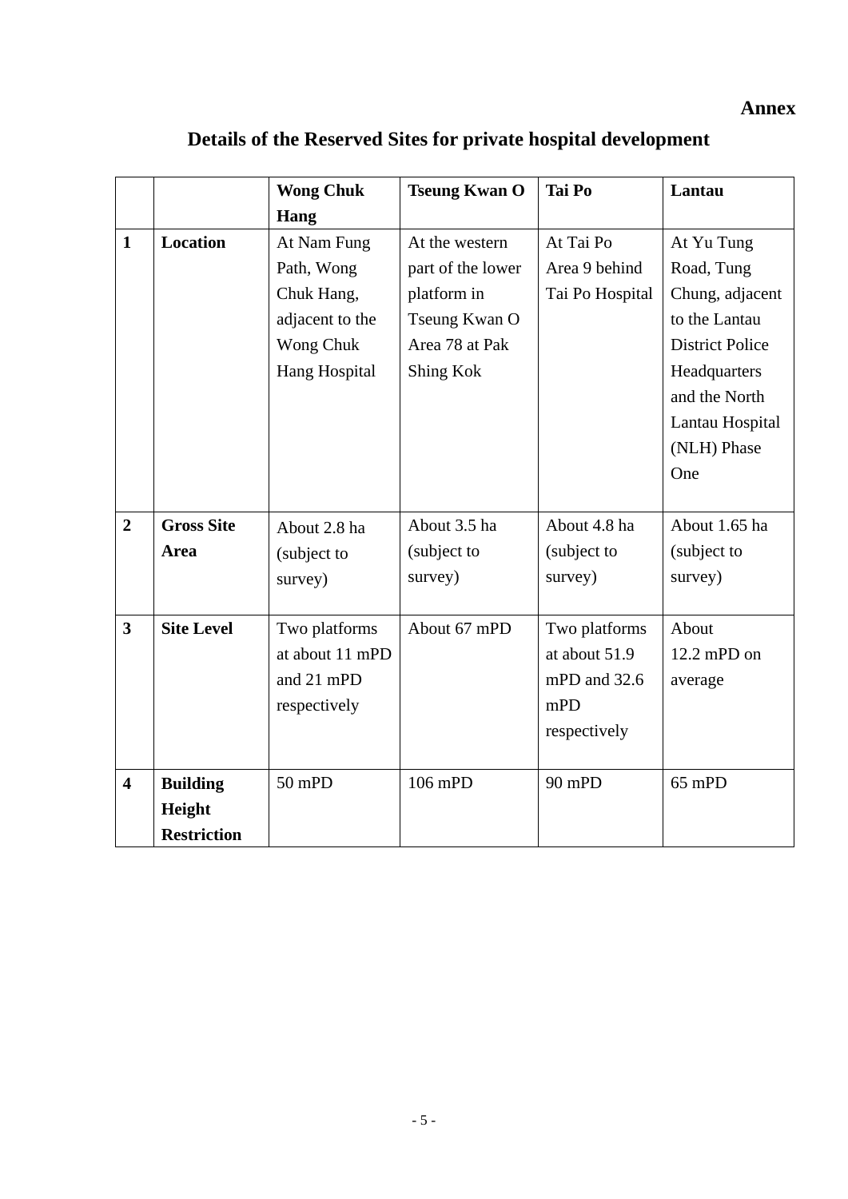**Annex**

## Details of the Reserved Sites for private hospital development

| | | Wong Chuk Hang | Tseung Kwan O | Tai Po | Lantau |
|---|---|---|---|---|---|
| **1** | **Location** | At Nam Fung Path, Wong Chuk Hang, adjacent to the Wong Chuk Hang Hospital | At the western part of the lower platform in Tseung Kwan O Area 78 at Pak Shing Kok | At Tai Po Area 9 behind Tai Po Hospital | At Yu Tung Road, Tung Chung, adjacent to the Lantau District Police Headquarters and the North Lantau Hospital (NLH) Phase One |
| **2** | **Gross Site Area** | About 2.8 ha (subject to survey) | About 3.5 ha (subject to survey) | About 4.8 ha (subject to survey) | About 1.65 ha (subject to survey) |
| **3** | **Site Level** | Two platforms at about 11 mPD and 21 mPD respectively | About 67 mPD | Two platforms at about 51.9 mPD and 32.6 mPD respectively | About 12.2 mPD on average |
| **4** | **Building Height Restriction** | 50 mPD | 106 mPD | 90 mPD | 65 mPD |